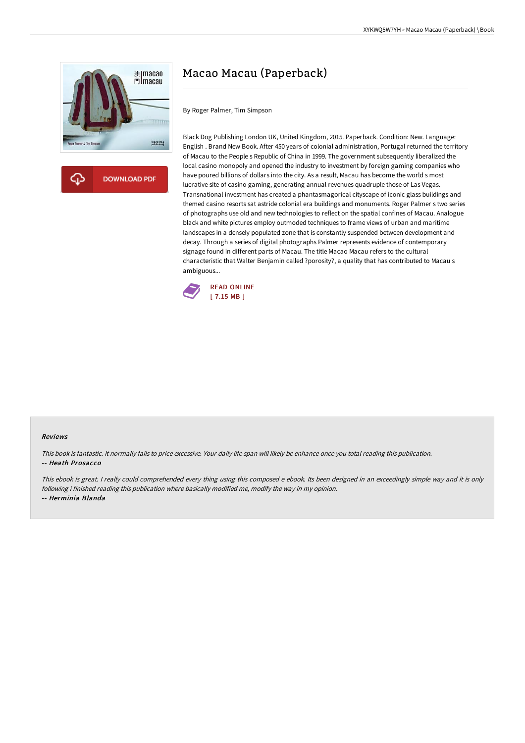# Macao Macau (Paperback)

By Roger Palmer, Tim Simpson

Black Dog Publishing London UK, United Kingdom, 2015. Paperback. Condition: New. Language: English . Brand New Book. After 450 years of colonial administration, Portugal returned the territory of Macau to the People s Republic of China in 1999. The government subsequently liberalized the local casino monopoly and opened the industry to investment by foreign gaming companies who have poured billions of dollars into the city. As a result, Macau has become the world s most lucrative site of casino gaming, generating annual revenues quadruple those of Las Vegas. Transnational investment has created a phantasmagorical cityscape of iconic glass buildings and themed casino resorts sat astride colonial era buildings and monuments. Roger Palmer s two series of photographs use old and new technologies to reflect on the spatial confines of Macau. Analogue black and white pictures employ outmoded techniques to frame views of urban and maritime landscapes in a densely populated zone that is constantly suspended between development and decay. Through a series of digital photographs Palmer represents evidence of contemporary signage found in different parts of Macau. The title Macao Macau refers to the cultural characteristic that Walter Benjamin called ?porosity?, a quality that has contributed to Macau s ambiguous...

READ ONLINE
[ 7.15 MB ]

### Reviews

*This book is fantastic. It normally fails to price excessive. Your daily life span will likely be enhance once you total reading this publication.*
-- ***Heath Prosacco***

*This ebook is great. I really could comprehended every thing using this composed e ebook. Its been designed in an exceedingly simple way and it is only following i finished reading this publication where basically modified me, modify the way in my opinion.*
-- ***Herminia Blanda***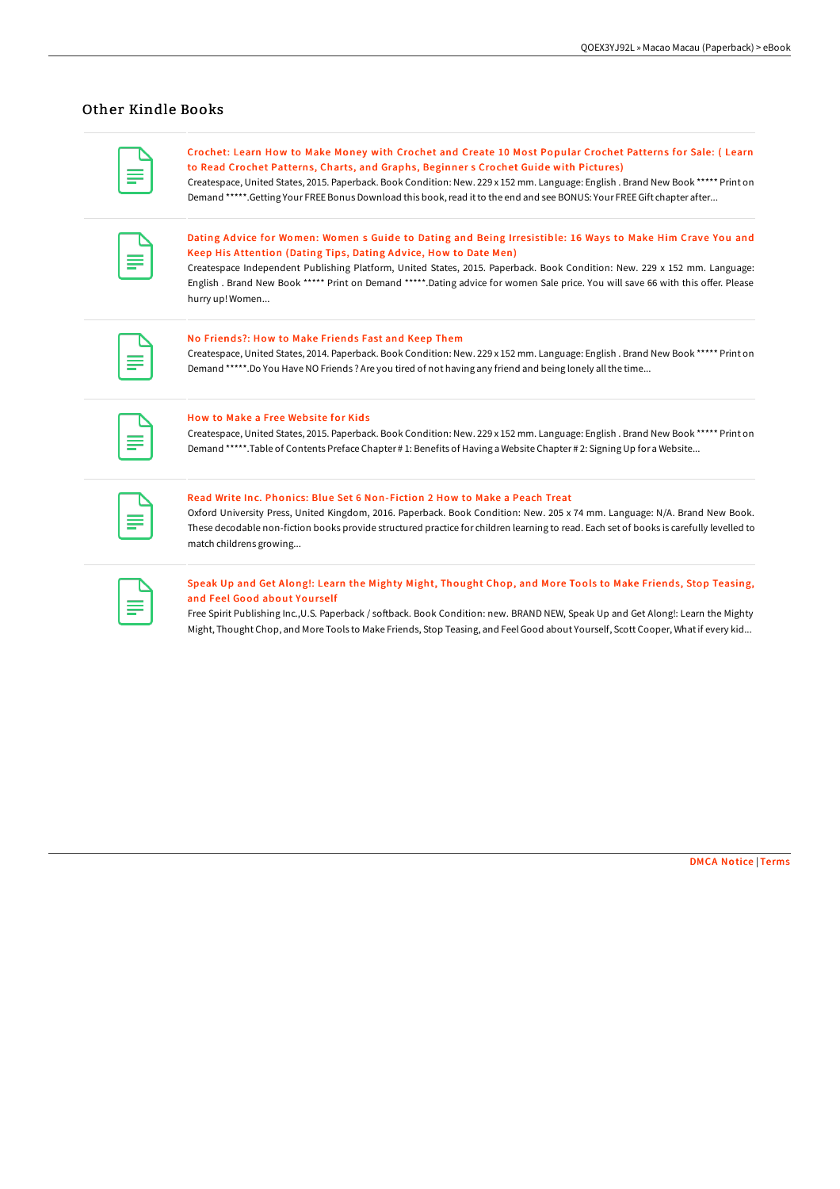## Other Kindle Books

**Crochet: Learn How to Make Money with Crochet and Create 10 Most Popular Crochet Patterns for Sale: ( Learn to Read Crochet Patterns, Charts, and Graphs, Beginner s Crochet Guide with Pictures)**

Createspace, United States, 2015. Paperback. Book Condition: New. 229 x 152 mm. Language: English . Brand New Book ***** Print on Demand *****.Getting Your FREE Bonus Download this book, read it to the end and see BONUS: Your FREE Gift chapter after...

**Dating Advice for Women: Women s Guide to Dating and Being Irresistible: 16 Ways to Make Him Crave You and Keep His Attention (Dating Tips, Dating Advice, How to Date Men)**

Createspace Independent Publishing Platform, United States, 2015. Paperback. Book Condition: New. 229 x 152 mm. Language: English . Brand New Book ***** Print on Demand *****.Dating advice for women Sale price. You will save 66 with this offer. Please hurry up! Women...

**No Friends?: How to Make Friends Fast and Keep Them**

Createspace, United States, 2014. Paperback. Book Condition: New. 229 x 152 mm. Language: English . Brand New Book ***** Print on Demand *****.Do You Have NO Friends ? Are you tired of not having any friend and being lonely all the time...

**How to Make a Free Website for Kids**

Createspace, United States, 2015. Paperback. Book Condition: New. 229 x 152 mm. Language: English . Brand New Book ***** Print on Demand *****.Table of Contents Preface Chapter # 1: Benefits of Having a Website Chapter # 2: Signing Up for a Website...

**Read Write Inc. Phonics: Blue Set 6 Non-Fiction 2 How to Make a Peach Treat**

Oxford University Press, United Kingdom, 2016. Paperback. Book Condition: New. 205 x 74 mm. Language: N/A. Brand New Book. These decodable non-fiction books provide structured practice for children learning to read. Each set of books is carefully levelled to match childrens growing...

**Speak Up and Get Along!: Learn the Mighty Might, Thought Chop, and More Tools to Make Friends, Stop Teasing, and Feel Good about Yourself**

Free Spirit Publishing Inc.,U.S. Paperback / softback. Book Condition: new. BRAND NEW, Speak Up and Get Along!: Learn the Mighty Might, Thought Chop, and More Tools to Make Friends, Stop Teasing, and Feel Good about Yourself, Scott Cooper, What if every kid...